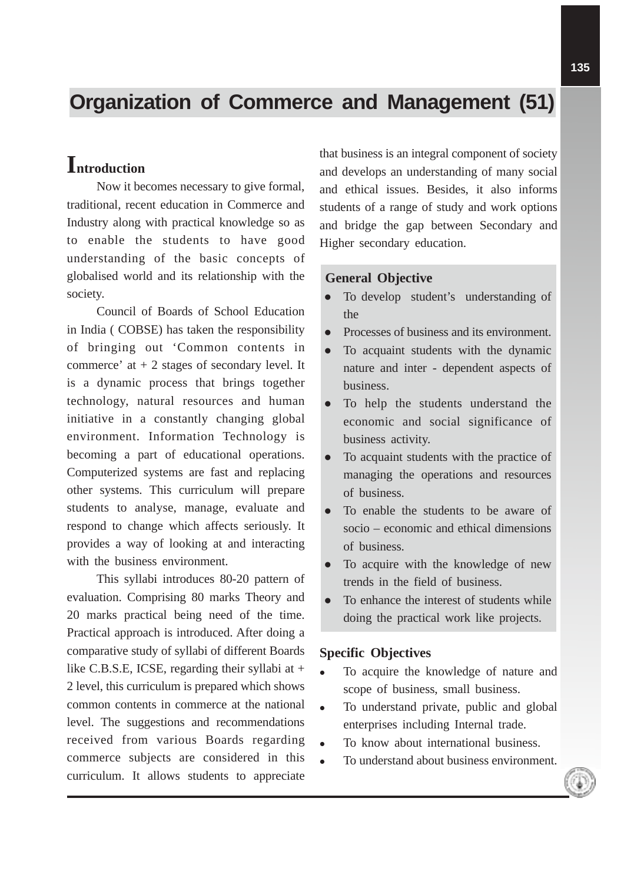# Organization of Commerce and Management (51)

## Introduction

Now it becomes necessary to give formal, traditional, recent education in Commerce and Industry along with practical knowledge so as to enable the students to have good understanding of the basic concepts of globalised world and its relationship with the society.

Council of Boards of School Education in India ( COBSE) has taken the responsibility of bringing out 'Common contents in commerce' at + 2 stages of secondary level. It is a dynamic process that brings together technology, natural resources and human initiative in a constantly changing global environment. Information Technology is becoming a part of educational operations. Computerized systems are fast and replacing other systems. This curriculum will prepare students to analyse, manage, evaluate and respond to change which affects seriously. It provides a way of looking at and interacting with the business environment.

This syllabi introduces 80-20 pattern of evaluation. Comprising 80 marks Theory and 20 marks practical being need of the time. Practical approach is introduced. After doing a comparative study of syllabi of different Boards like C.B.S.E, ICSE, regarding their syllabi at + 2 level, this curriculum is prepared which shows common contents in commerce at the national level. The suggestions and recommendations received from various Boards regarding commerce subjects are considered in this curriculum. It allows students to appreciate that business is an integral component of society and develops an understanding of many social and ethical issues. Besides, it also informs students of a range of study and work options and bridge the gap between Secondary and Higher secondary education.

### General Objective

- To develop student's understanding of the
- Processes of business and its environment.
- To acquaint students with the dynamic nature and inter - dependent aspects of business.
- To help the students understand the economic and social significance of business activity.
- To acquaint students with the practice of managing the operations and resources of business.
- To enable the students to be aware of socio – economic and ethical dimensions of business.
- To acquire with the knowledge of new trends in the field of business.
- To enhance the interest of students while doing the practical work like projects.

### Specific Objectives

- To acquire the knowledge of nature and scope of business, small business.
- To understand private, public and global enterprises including Internal trade.
- To know about international business.
- To understand about business environment.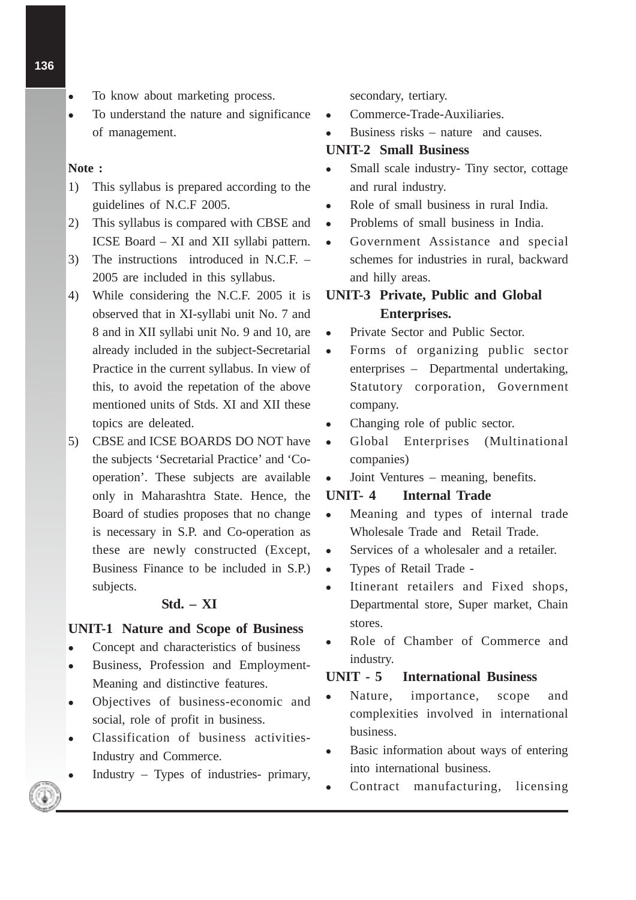- To know about marketing process.
- To understand the nature and significance of management.

**Note :**

1) This syllabus is prepared according to the guidelines of N.C.F 2005.
2) This syllabus is compared with CBSE and ICSE Board – XI and XII syllabi pattern.
3) The instructions introduced in N.C.F. – 2005 are included in this syllabus.
4) While considering the N.C.F. 2005 it is observed that in XI-syllabi unit No. 7 and 8 and in XII syllabi unit No. 9 and 10, are already included in the subject-Secretarial Practice in the current syllabus. In view of this, to avoid the repetition of the above mentioned units of Stds. XI and XII these topics are deleated.
5) CBSE and ICSE BOARDS DO NOT have the subjects 'Secretarial Practice' and 'Co-operation'. These subjects are available only in Maharashtra State. Hence, the Board of studies proposes that no change is necessary in S.P. and Co-operation as these are newly constructed (Except, Business Finance to be included in S.P.) subjects.

## Std. – XI

### UNIT-1 Nature and Scope of Business

- Concept and characteristics of business
- Business, Profession and Employment-Meaning and distinctive features.
- Objectives of business-economic and social, role of profit in business.
- Classification of business activities-Industry and Commerce.
- Industry – Types of industries- primary, secondary, tertiary.
- Commerce-Trade-Auxiliaries.
- Business risks – nature and causes.

### UNIT-2 Small Business

- Small scale industry- Tiny sector, cottage and rural industry.
- Role of small business in rural India.
- Problems of small business in India.
- Government Assistance and special schemes for industries in rural, backward and hilly areas.

### UNIT-3 Private, Public and Global Enterprises.

- Private Sector and Public Sector.
- Forms of organizing public sector enterprises – Departmental undertaking, Statutory corporation, Government company.
- Changing role of public sector.
- Global Enterprises (Multinational companies)
- Joint Ventures – meaning, benefits.

### UNIT- 4 Internal Trade

- Meaning and types of internal trade Wholesale Trade and Retail Trade.
- Services of a wholesaler and a retailer.
- Types of Retail Trade -
- Itinerant retailers and Fixed shops, Departmental store, Super market, Chain stores.
- Role of Chamber of Commerce and industry.

### UNIT - 5 International Business

- Nature, importance, scope and complexities involved in international business.
- Basic information about ways of entering into international business.
- Contract manufacturing, licensing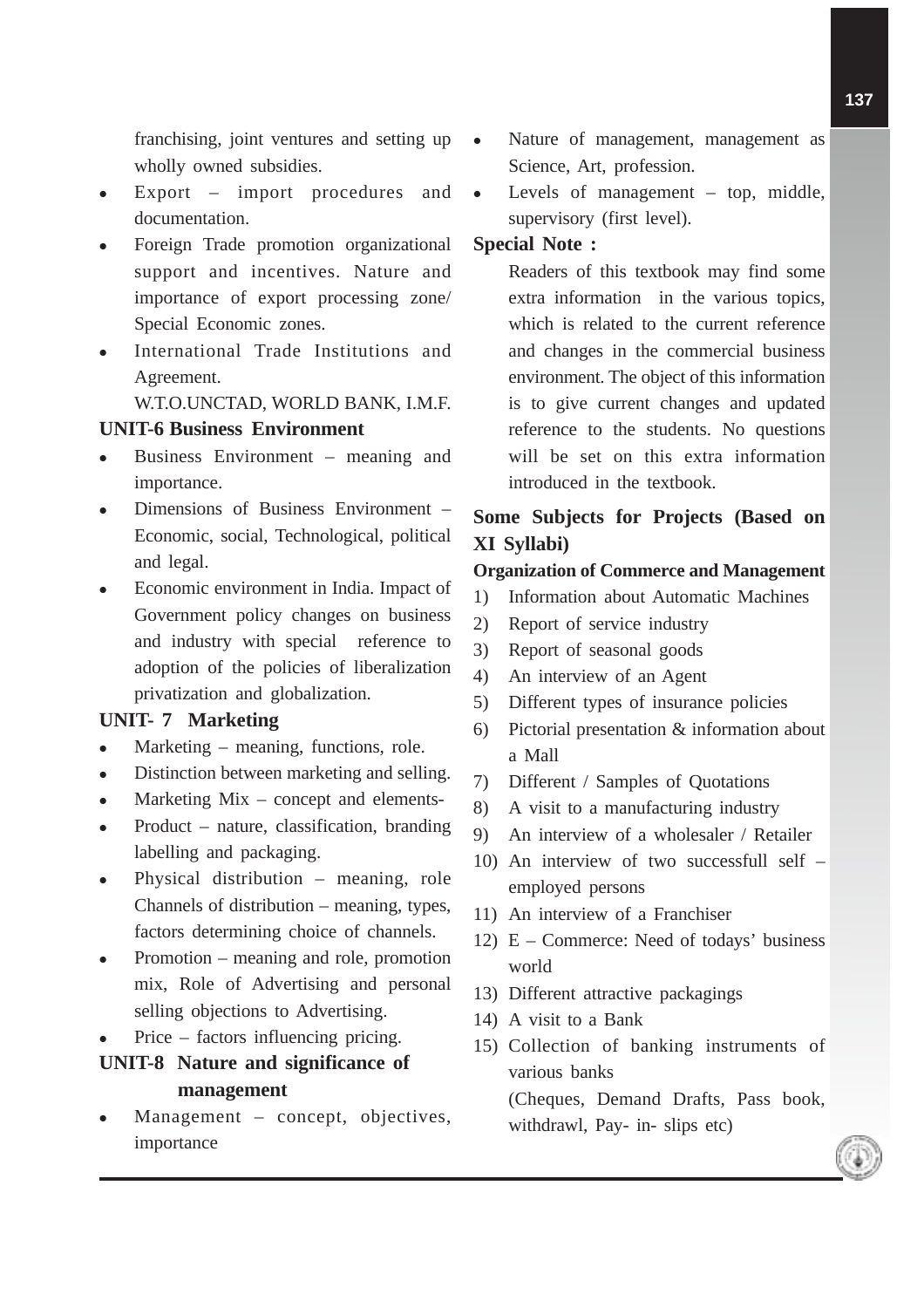franchising, joint ventures and setting up wholly owned subsidies.

- Export – import procedures and documentation.
- Foreign Trade promotion organizational support and incentives. Nature and importance of export processing zone/ Special Economic zones.
- International Trade Institutions and Agreement.

  W.T.O.UNCTAD, WORLD BANK, I.M.F.

**UNIT-6 Business Environment**

- Business Environment – meaning and importance.
- Dimensions of Business Environment – Economic, social, Technological, political and legal.
- Economic environment in India. Impact of Government policy changes on business and industry with special reference to adoption of the policies of liberalization privatization and globalization.

**UNIT- 7 Marketing**

- Marketing – meaning, functions, role.
- Distinction between marketing and selling.
- Marketing Mix – concept and elements-
- Product – nature, classification, branding labelling and packaging.
- Physical distribution – meaning, role Channels of distribution – meaning, types, factors determining choice of channels.
- Promotion – meaning and role, promotion mix, Role of Advertising and personal selling objections to Advertising.
- Price – factors influencing pricing.

**UNIT-8 Nature and significance of management**

- Management – concept, objectives, importance
- Nature of management, management as Science, Art, profession.
- Levels of management – top, middle, supervisory (first level).

**Special Note :**

Readers of this textbook may find some extra information in the various topics, which is related to the current reference and changes in the commercial business environment. The object of this information is to give current changes and updated reference to the students. No questions will be set on this extra information introduced in the textbook.

## Some Subjects for Projects (Based on XI Syllabi)

**Organization of Commerce and Management**

1) Information about Automatic Machines
2) Report of service industry
3) Report of seasonal goods
4) An interview of an Agent
5) Different types of insurance policies
6) Pictorial presentation & information about a Mall
7) Different / Samples of Quotations
8) A visit to a manufacturing industry
9) An interview of a wholesaler / Retailer
10) An interview of two successfull self – employed persons
11) An interview of a Franchiser
12) E – Commerce: Need of todays' business world
13) Different attractive packagings
14) A visit to a Bank
15) Collection of banking instruments of various banks

    (Cheques, Demand Drafts, Pass book, withdrawl, Pay- in- slips etc)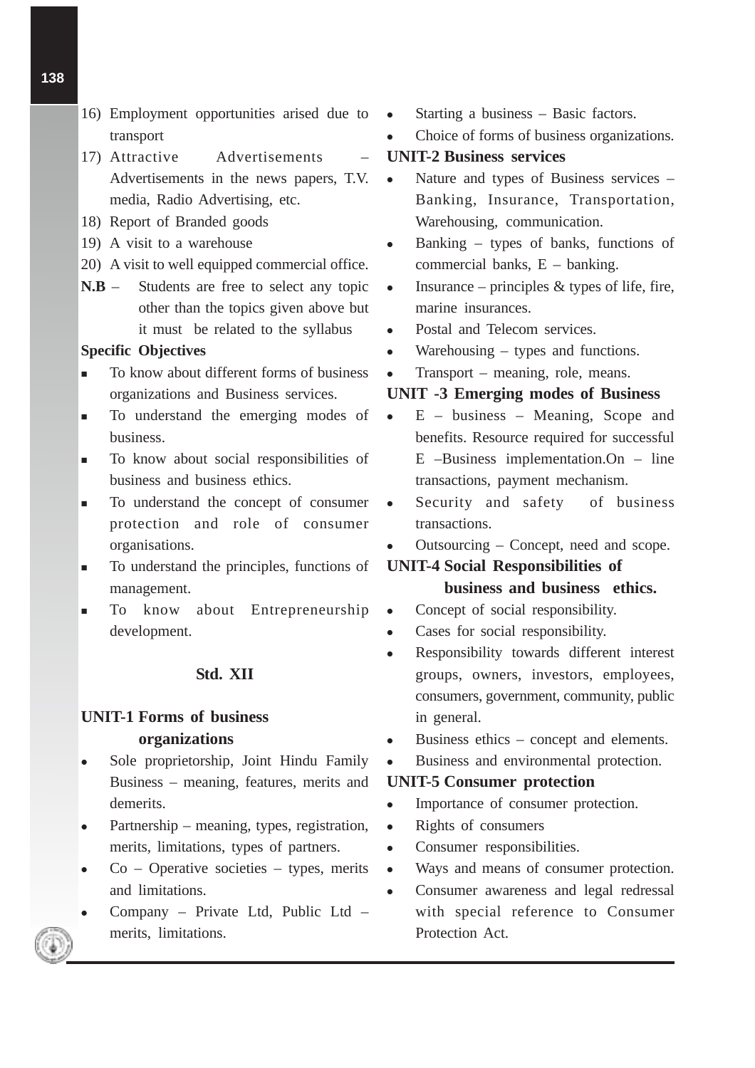16) Employment opportunities arised due to transport
17) Attractive Advertisements – Advertisements in the news papers, T.V. media, Radio Advertising, etc.
18) Report of Branded goods
19) A visit to a warehouse
20) A visit to well equipped commercial office.

**N.B** – Students are free to select any topic other than the topics given above but it must be related to the syllabus

**Specific Objectives**

- To know about different forms of business organizations and Business services.
- To understand the emerging modes of business.
- To know about social responsibilities of business and business ethics.
- To understand the concept of consumer protection and role of consumer organisations.
- To understand the principles, functions of management.
- To know about Entrepreneurship development.

## Std. XII

### UNIT-1 Forms of business organizations

- Sole proprietorship, Joint Hindu Family Business – meaning, features, merits and demerits.
- Partnership – meaning, types, registration, merits, limitations, types of partners.
- Co – Operative societies – types, merits and limitations.
- Company – Private Ltd, Public Ltd – merits, limitations.
- Starting a business – Basic factors.
- Choice of forms of business organizations.

### UNIT-2 Business services

- Nature and types of Business services – Banking, Insurance, Transportation, Warehousing, communication.
- Banking – types of banks, functions of commercial banks, E – banking.
- Insurance – principles & types of life, fire, marine insurances.
- Postal and Telecom services.
- Warehousing – types and functions.
- Transport – meaning, role, means.

### UNIT -3 Emerging modes of Business

- E – business – Meaning, Scope and benefits. Resource required for successful E –Business implementation.On – line transactions, payment mechanism.
- Security and safety of business transactions.
- Outsourcing – Concept, need and scope.

### UNIT-4 Social Responsibilities of business and business ethics.

- Concept of social responsibility.
- Cases for social responsibility.
- Responsibility towards different interest groups, owners, investors, employees, consumers, government, community, public in general.
- Business ethics – concept and elements.
- Business and environmental protection.

### UNIT-5 Consumer protection

- Importance of consumer protection.
- Rights of consumers
- Consumer responsibilities.
- Ways and means of consumer protection.
- Consumer awareness and legal redressal with special reference to Consumer Protection Act.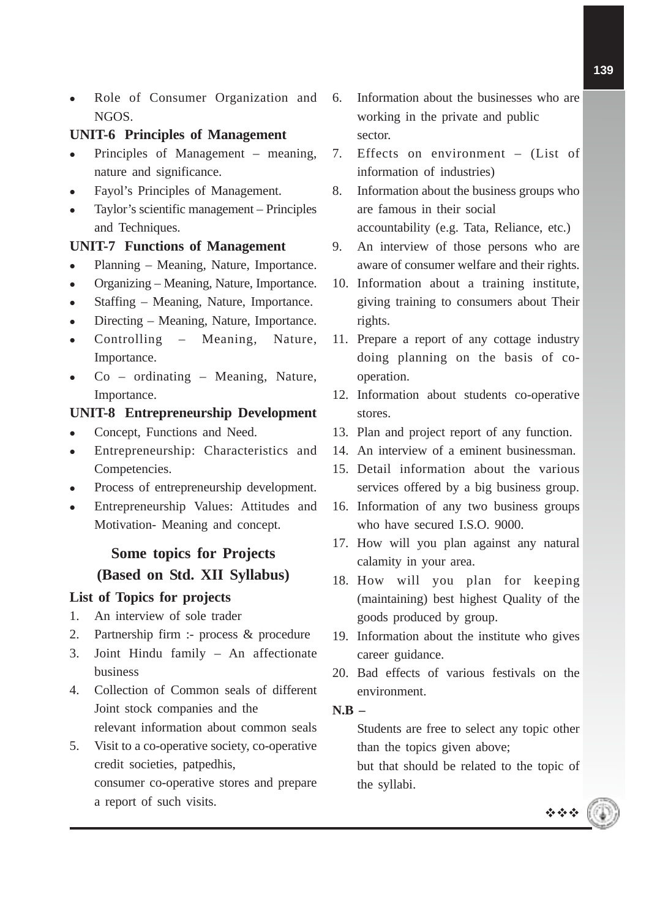- Role of Consumer Organization and NGOS.

**UNIT-6 Principles of Management**

- Principles of Management – meaning, nature and significance.
- Fayol's Principles of Management.
- Taylor's scientific management – Principles and Techniques.

**UNIT-7 Functions of Management**

- Planning – Meaning, Nature, Importance.
- Organizing – Meaning, Nature, Importance.
- Staffing – Meaning, Nature, Importance.
- Directing – Meaning, Nature, Importance.
- Controlling – Meaning, Nature, Importance.
- Co – ordinating – Meaning, Nature, Importance.

**UNIT-8 Entrepreneurship Development**

- Concept, Functions and Need.
- Entrepreneurship: Characteristics and Competencies.
- Process of entrepreneurship development.
- Entrepreneurship Values: Attitudes and Motivation- Meaning and concept.

## Some topics for Projects (Based on Std. XII Syllabus)

**List of Topics for projects**

1. An interview of sole trader
2. Partnership firm :- process & procedure
3. Joint Hindu family – An affectionate business
4. Collection of Common seals of different Joint stock companies and the relevant information about common seals
5. Visit to a co-operative society, co-operative credit societies, patpedhis, consumer co-operative stores and prepare a report of such visits.
6. Information about the businesses who are working in the private and public sector.
7. Effects on environment – (List of information of industries)
8. Information about the business groups who are famous in their social accountability (e.g. Tata, Reliance, etc.)
9. An interview of those persons who are aware of consumer welfare and their rights.
10. Information about a training institute, giving training to consumers about Their rights.
11. Prepare a report of any cottage industry doing planning on the basis of co-operation.
12. Information about students co-operative stores.
13. Plan and project report of any function.
14. An interview of a eminent businessman.
15. Detail information about the various services offered by a big business group.
16. Information of any two business groups who have secured I.S.O. 9000.
17. How will you plan against any natural calamity in your area.
18. How will you plan for keeping (maintaining) best highest Quality of the goods produced by group.
19. Information about the institute who gives career guidance.
20. Bad effects of various festivals on the environment.

**N.B –**

Students are free to select any topic other than the topics given above;
but that should be related to the topic of the syllabi.

❖❖❖